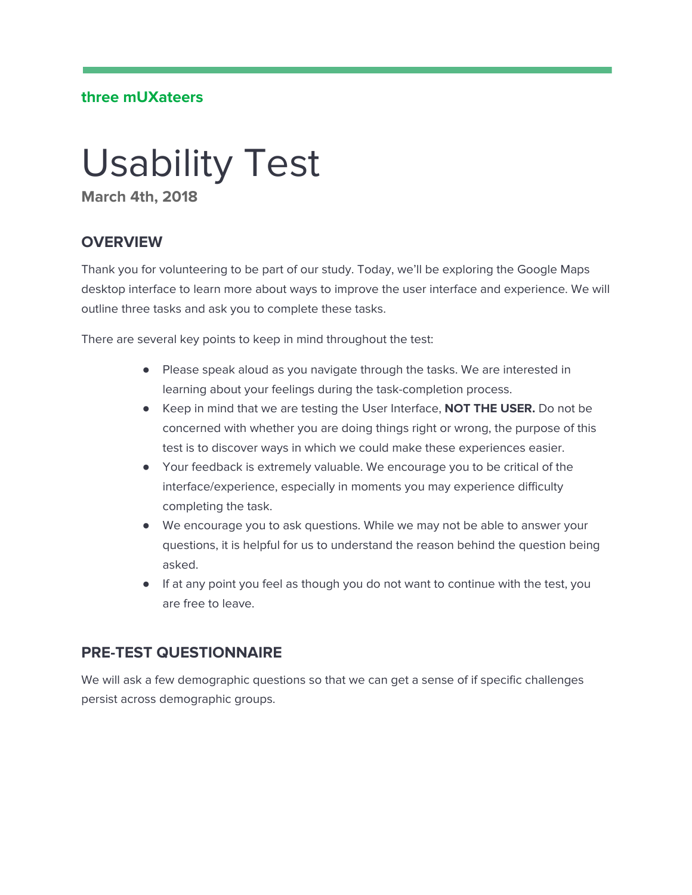**three mUXateers**

# Usability Test

**March 4th, 2018**

## OVERVIEW

Thank you for volunteering to be part of our study. Today, we'll be exploring the Google Maps desktop interface to learn more about ways to improve the user interface and experience. We will outline three tasks and ask you to complete these tasks.

There are several key points to keep in mind throughout the test:

- Please speak aloud as you navigate through the tasks. We are interested in learning about your feelings during the task-completion process.
- Keep in mind that we are testing the User Interface, **NOT THE USER.** Do not be concerned with whether you are doing things right or wrong, the purpose of this test is to discover ways in which we could make these experiences easier.
- Your feedback is extremely valuable. We encourage you to be critical of the interface/experience, especially in moments you may experience difficulty completing the task.
- We encourage you to ask questions. While we may not be able to answer your questions, it is helpful for us to understand the reason behind the question being asked.
- If at any point you feel as though you do not want to continue with the test, you are free to leave.

## PRE-TEST QUESTIONNAIRE

We will ask a few demographic questions so that we can get a sense of if specific challenges persist across demographic groups.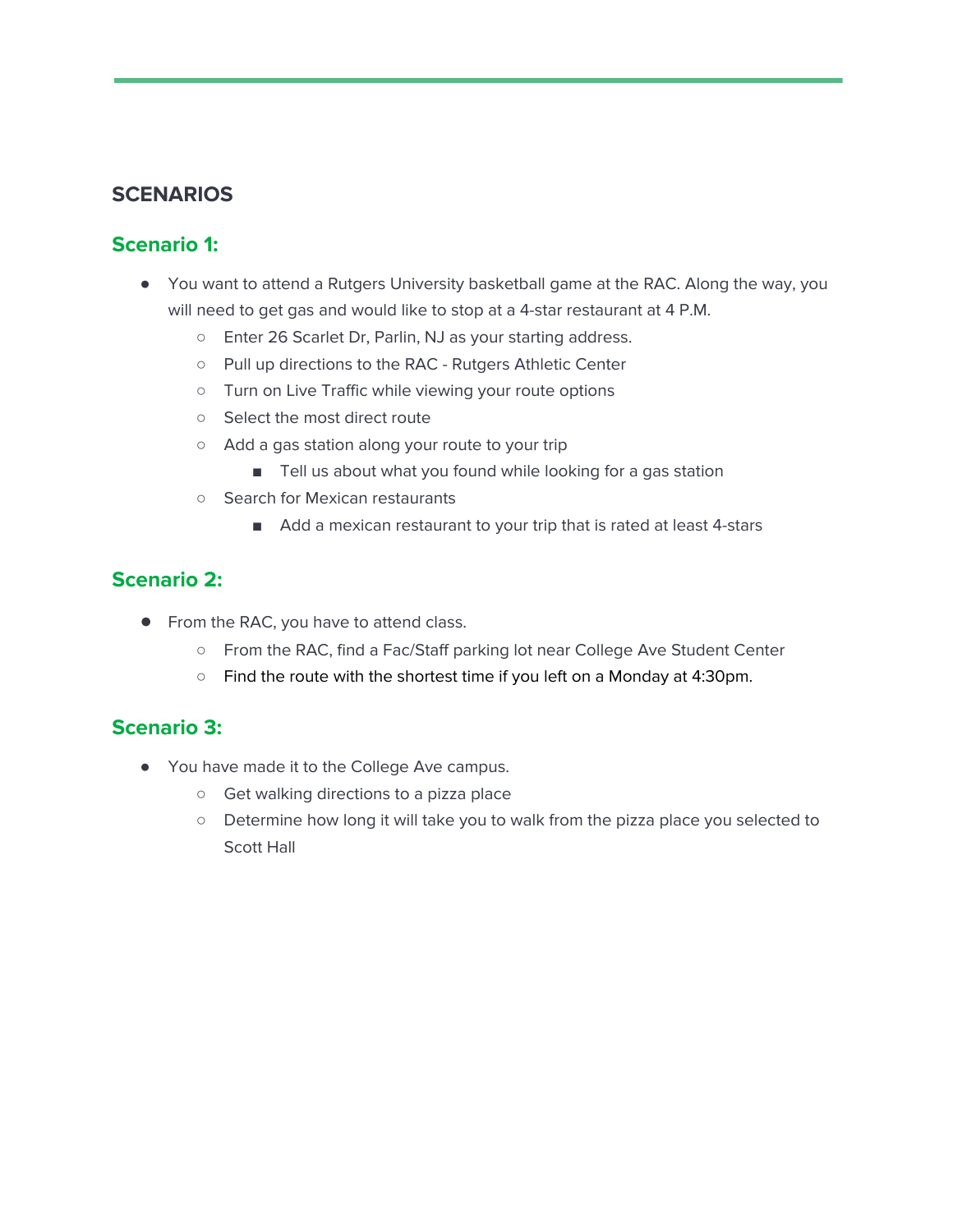## SCENARIOS

### Scenario 1:

- You want to attend a Rutgers University basketball game at the RAC. Along the way, you will need to get gas and would like to stop at a 4-star restaurant at 4 P.M.
  - Enter 26 Scarlet Dr, Parlin, NJ as your starting address.
  - Pull up directions to the RAC - Rutgers Athletic Center
  - Turn on Live Traffic while viewing your route options
  - Select the most direct route
  - Add a gas station along your route to your trip
    - Tell us about what you found while looking for a gas station
  - Search for Mexican restaurants
    - Add a mexican restaurant to your trip that is rated at least 4-stars

### Scenario 2:

- From the RAC, you have to attend class.
  - From the RAC, find a Fac/Staff parking lot near College Ave Student Center
  - Find the route with the shortest time if you left on a Monday at 4:30pm.

### Scenario 3:

- You have made it to the College Ave campus.
  - Get walking directions to a pizza place
  - Determine how long it will take you to walk from the pizza place you selected to Scott Hall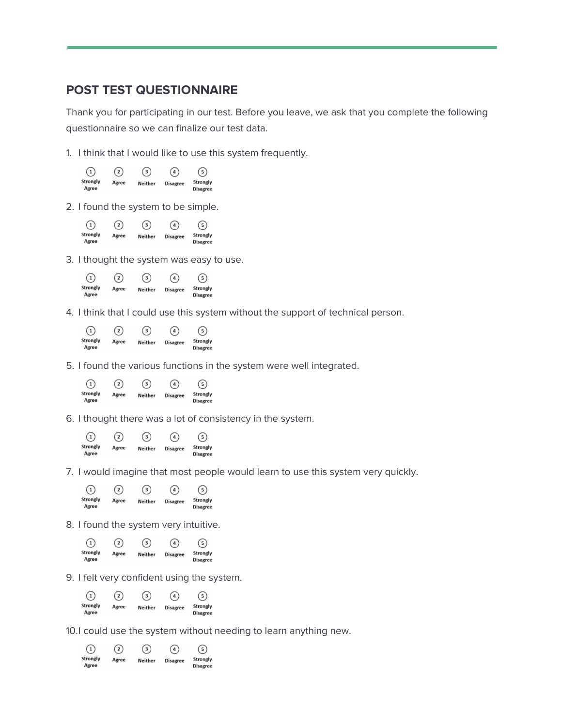## POST TEST QUESTIONNAIRE

Thank you for participating in our test. Before you leave, we ask that you complete the following questionnaire so we can finalize our test data.

1. I think that I would like to use this system frequently.

   ① Strongly Agree ② Agree ③ Neither ④ Disagree ⑤ Strongly Disagree

2. I found the system to be simple.

   ① Strongly Agree ② Agree ③ Neither ④ Disagree ⑤ Strongly Disagree

3. I thought the system was easy to use.

   ① Strongly Agree ② Agree ③ Neither ④ Disagree ⑤ Strongly Disagree

4. I think that I could use this system without the support of technical person.

   ① Strongly Agree ② Agree ③ Neither ④ Disagree ⑤ Strongly Disagree

5. I found the various functions in the system were well integrated.

   ① Strongly Agree ② Agree ③ Neither ④ Disagree ⑤ Strongly Disagree

6. I thought there was a lot of consistency in the system.

   ① Strongly Agree ② Agree ③ Neither ④ Disagree ⑤ Strongly Disagree

7. I would imagine that most people would learn to use this system very quickly.

   ① Strongly Agree ② Agree ③ Neither ④ Disagree ⑤ Strongly Disagree

8. I found the system very intuitive.

   ① Strongly Agree ② Agree ③ Neither ④ Disagree ⑤ Strongly Disagree

9. I felt very confident using the system.

   ① Strongly Agree ② Agree ③ Neither ④ Disagree ⑤ Strongly Disagree

10. I could use the system without needing to learn anything new.

    ① Strongly Agree ② Agree ③ Neither ④ Disagree ⑤ Strongly Disagree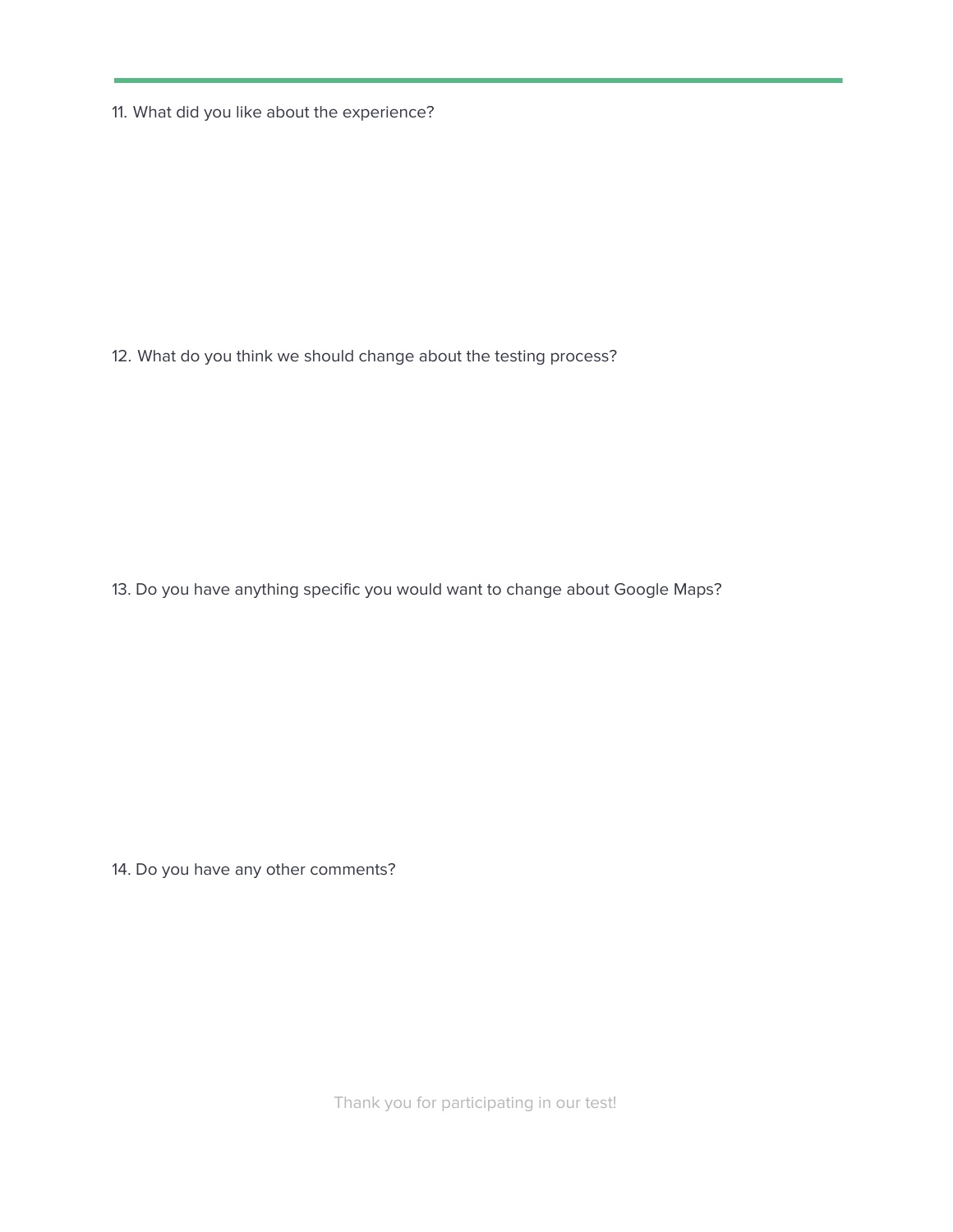11. What did you like about the experience?

12. What do you think we should change about the testing process?

13. Do you have anything specific you would want to change about Google Maps?

14. Do you have any other comments?

Thank you for participating in our test!